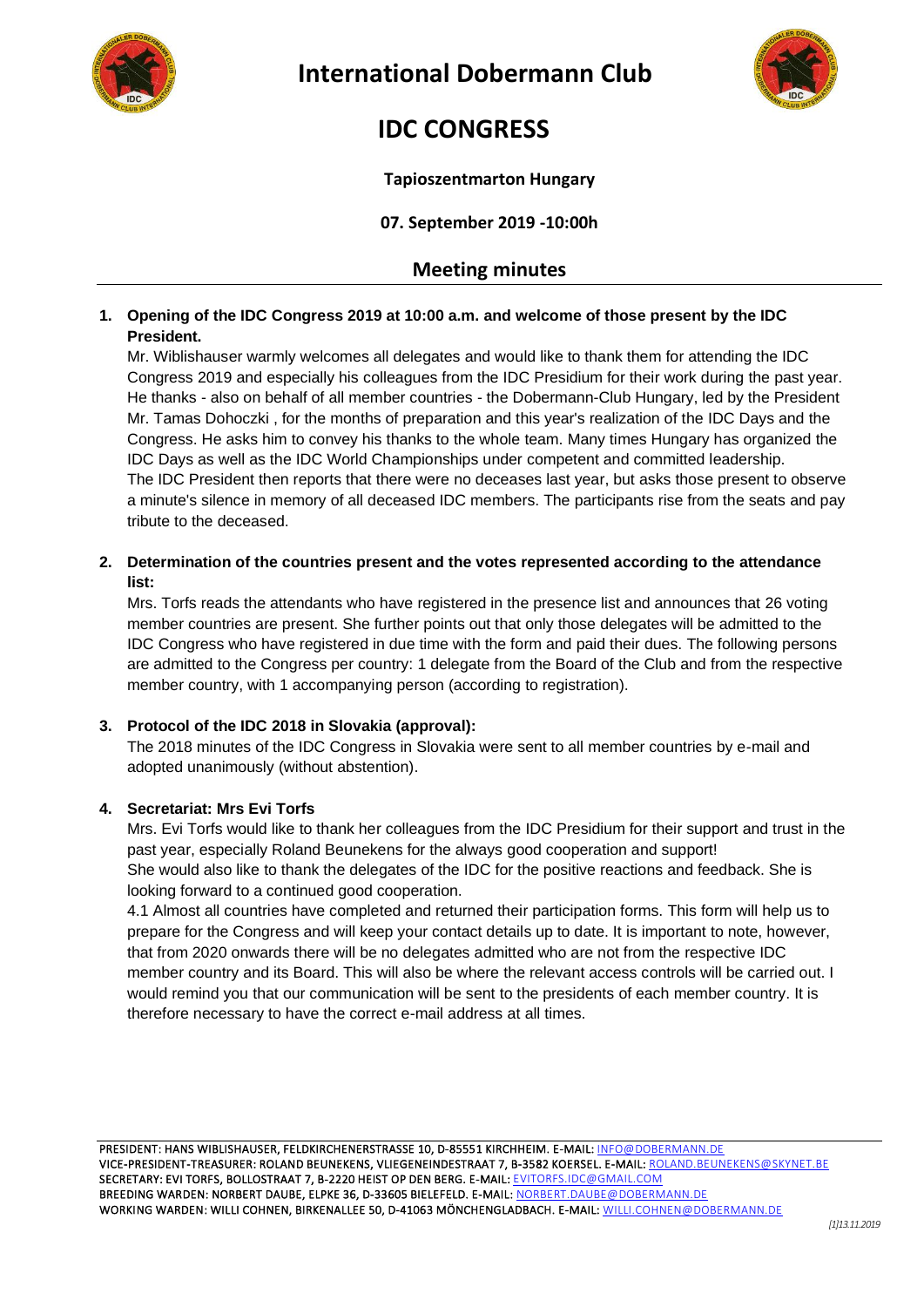# International Dobermann Club

## IDC CONGRESS

**Tapioszentmarton Hungary**

**07. September 2019 -10:00h**

## Meeting minutes

**1. Opening of the IDC Congress 2019 at 10:00 a.m. and welcome of those present by the IDC President.**

Mr. Wiblishauser warmly welcomes all delegates and would like to thank them for attending the IDC Congress 2019 and especially his colleagues from the IDC Presidium for their work during the past year. He thanks - also on behalf of all member countries - the Dobermann-Club Hungary, led by the President Mr. Tamas Dohoczki , for the months of preparation and this year's realization of the IDC Days and the Congress. He asks him to convey his thanks to the whole team. Many times Hungary has organized the IDC Days as well as the IDC World Championships under competent and committed leadership.
The IDC President then reports that there were no deceases last year, but asks those present to observe a minute's silence in memory of all deceased IDC members. The participants rise from the seats and pay tribute to the deceased.

**2. Determination of the countries present and the votes represented according to the attendance list:**

Mrs. Torfs reads the attendants who have registered in the presence list and announces that 26 voting member countries are present. She further points out that only those delegates will be admitted to the IDC Congress who have registered in due time with the form and paid their dues. The following persons are admitted to the Congress per country: 1 delegate from the Board of the Club and from the respective member country, with 1 accompanying person (according to registration).

**3. Protocol of the IDC 2018 in Slovakia (approval):**

The 2018 minutes of the IDC Congress in Slovakia were sent to all member countries by e-mail and adopted unanimously (without abstention).

**4. Secretariat: Mrs Evi Torfs**

Mrs. Evi Torfs would like to thank her colleagues from the IDC Presidium for their support and trust in the past year, especially Roland Beunekens for the always good cooperation and support!
She would also like to thank the delegates of the IDC for the positive reactions and feedback. She is looking forward to a continued good cooperation.

4.1 Almost all countries have completed and returned their participation forms. This form will help us to prepare for the Congress and will keep your contact details up to date. It is important to note, however, that from 2020 onwards there will be no delegates admitted who are not from the respective IDC member country and its Board. This will also be where the relevant access controls will be carried out. I would remind you that our communication will be sent to the presidents of each member country. It is therefore necessary to have the correct e-mail address at all times.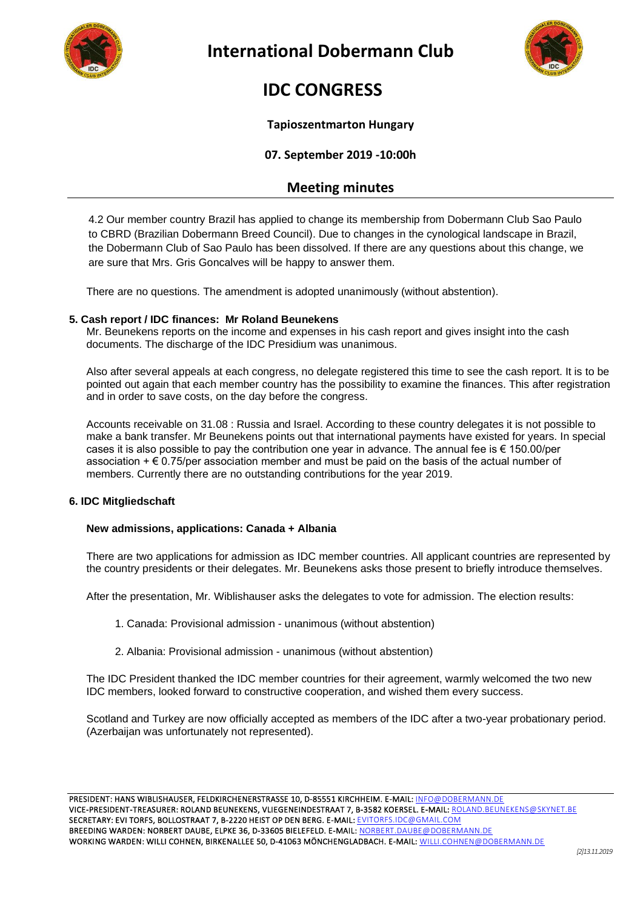4.2 Our member country Brazil has applied to change its membership from Dobermann Club Sao Paulo to CBRD (Brazilian Dobermann Breed Council). Due to changes in the cynological landscape in Brazil, the Dobermann Club of Sao Paulo has been dissolved. If there are any questions about this change, we are sure that Mrs. Gris Goncalves will be happy to answer them.

There are no questions. The amendment is adopted unanimously (without abstention).

**5. Cash report / IDC finances: Mr Roland Beunekens**

Mr. Beunekens reports on the income and expenses in his cash report and gives insight into the cash documents. The discharge of the IDC Presidium was unanimous.

Also after several appeals at each congress, no delegate registered this time to see the cash report. It is to be pointed out again that each member country has the possibility to examine the finances. This after registration and in order to save costs, on the day before the congress.

Accounts receivable on 31.08 : Russia and Israel. According to these country delegates it is not possible to make a bank transfer. Mr Beunekens points out that international payments have existed for years. In special cases it is also possible to pay the contribution one year in advance. The annual fee is € 150.00/per association + € 0.75/per association member and must be paid on the basis of the actual number of members. Currently there are no outstanding contributions for the year 2019.

**6. IDC Mitgliedschaft**

**New admissions, applications: Canada + Albania**

There are two applications for admission as IDC member countries. All applicant countries are represented by the country presidents or their delegates. Mr. Beunekens asks those present to briefly introduce themselves.

After the presentation, Mr. Wiblishauser asks the delegates to vote for admission. The election results:

1. Canada: Provisional admission - unanimous (without abstention)
2. Albania: Provisional admission - unanimous (without abstention)

The IDC President thanked the IDC member countries for their agreement, warmly welcomed the two new IDC members, looked forward to constructive cooperation, and wished them every success.

Scotland and Turkey are now officially accepted as members of the IDC after a two-year probationary period. (Azerbaijan was unfortunately not represented).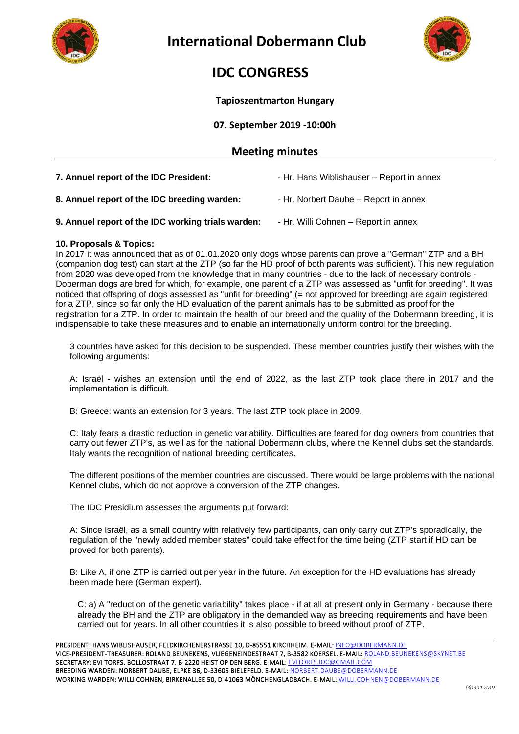# International Dobermann Club

# IDC CONGRESS

**Tapioszentmarton Hungary**

**07. September 2019 -10:00h**

## Meeting minutes

**7. Annuel report of the IDC President:** - Hr. Hans Wiblishauser – Report in annex

**8. Annuel report of the IDC breeding warden:** - Hr. Norbert Daube – Report in annex

**9. Annuel report of the IDC working trials warden:** - Hr. Willi Cohnen – Report in annex

**10. Proposals & Topics:**

In 2017 it was announced that as of 01.01.2020 only dogs whose parents can prove a "German" ZTP and a BH (companion dog test) can start at the ZTP (so far the HD proof of both parents was sufficient). This new regulation from 2020 was developed from the knowledge that in many countries - due to the lack of necessary controls - Doberman dogs are bred for which, for example, one parent of a ZTP was assessed as "unfit for breeding". It was noticed that offspring of dogs assessed as "unfit for breeding" (= not approved for breeding) are again registered for a ZTP, since so far only the HD evaluation of the parent animals has to be submitted as proof for the registration for a ZTP. In order to maintain the health of our breed and the quality of the Dobermann breeding, it is indispensable to take these measures and to enable an internationally uniform control for the breeding.

3 countries have asked for this decision to be suspended. These member countries justify their wishes with the following arguments:

A: Israël - wishes an extension until the end of 2022, as the last ZTP took place there in 2017 and the implementation is difficult.

B: Greece: wants an extension for 3 years. The last ZTP took place in 2009.

C: Italy fears a drastic reduction in genetic variability. Difficulties are feared for dog owners from countries that carry out fewer ZTP's, as well as for the national Dobermann clubs, where the Kennel clubs set the standards. Italy wants the recognition of national breeding certificates.

The different positions of the member countries are discussed. There would be large problems with the national Kennel clubs, which do not approve a conversion of the ZTP changes.

The IDC Presidium assesses the arguments put forward:

A: Since Israël, as a small country with relatively few participants, can only carry out ZTP's sporadically, the regulation of the "newly added member states" could take effect for the time being (ZTP start if HD can be proved for both parents).

B: Like A, if one ZTP is carried out per year in the future. An exception for the HD evaluations has already been made here (German expert).

C: a) A "reduction of the genetic variability" takes place - if at all at present only in Germany - because there already the BH and the ZTP are obligatory in the demanded way as breeding requirements and have been carried out for years. In all other countries it is also possible to breed without proof of ZTP.

PRESIDENT: HANS WIBLISHAUSER, FELDKIRCHENERSTRASSE 10, D-85551 KIRCHHEIM. E-MAIL: INFO@DOBERMANN.DE
VICE-PRESIDENT-TREASURER: ROLAND BEUNEKENS, VLIEGENEINDESTRAAT 7, B-3582 KOERSEL. E-MAIL: ROLAND.BEUNEKENS@SKYNET.BE
SECRETARY: EVI TORFS, BOLLOSTRAAT 7, B-2220 HEIST OP DEN BERG. E-MAIL: EVITORFS.IDC@GMAIL.COM
BREEDING WARDEN: NORBERT DAUBE, ELPKE 36, D-33605 BIELEFELD. E-MAIL: NORBERT.DAUBE@DOBERMANN.DE
WORKING WARDEN: WILLI COHNEN, BIRKENALLEE 50, D-41063 MÖNCHENGLADBACH. E-MAIL: WILLI.COHNEN@DOBERMANN.DE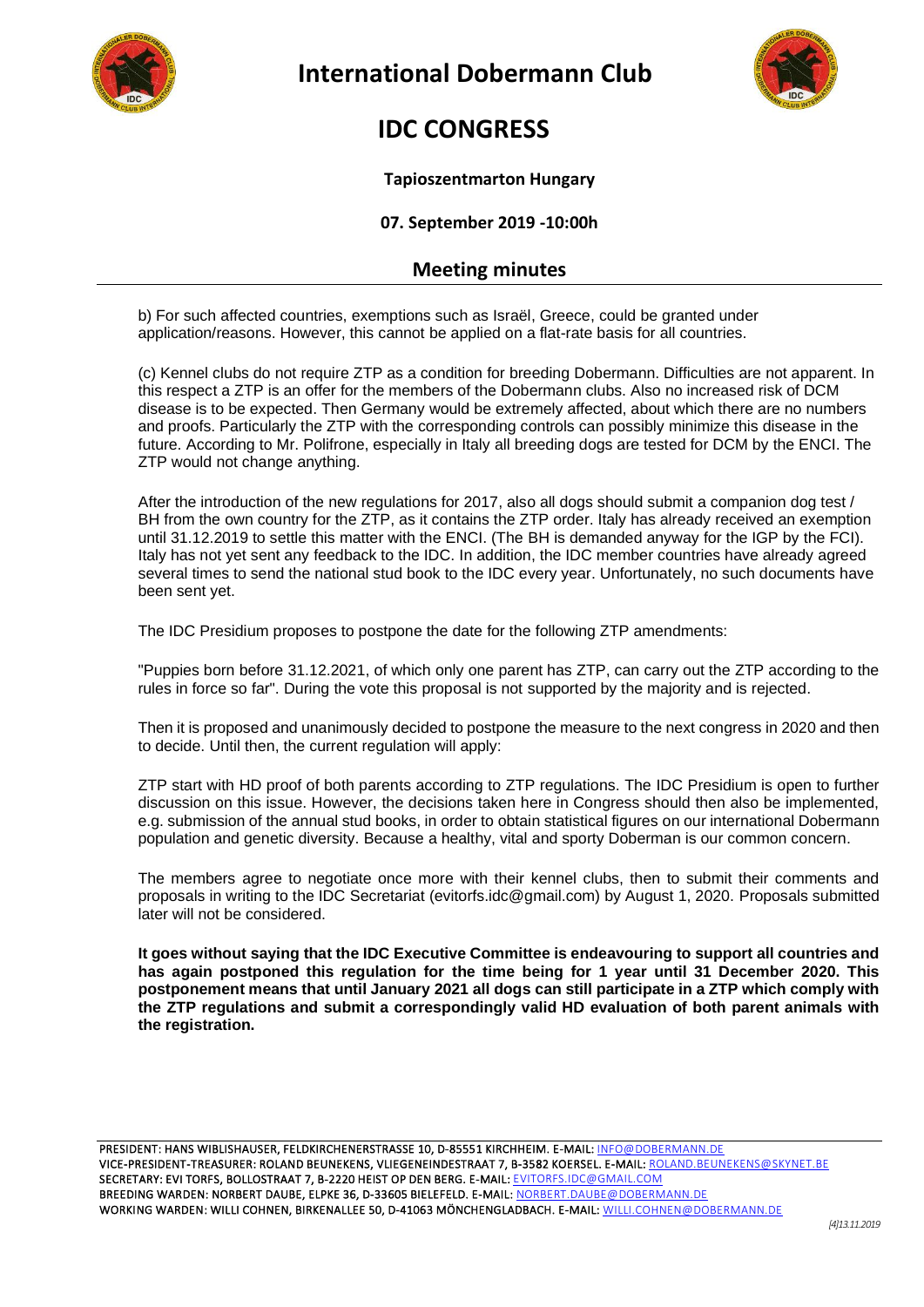b) For such affected countries, exemptions such as Israël, Greece, could be granted under application/reasons. However, this cannot be applied on a flat-rate basis for all countries.

(c) Kennel clubs do not require ZTP as a condition for breeding Dobermann. Difficulties are not apparent. In this respect a ZTP is an offer for the members of the Dobermann clubs. Also no increased risk of DCM disease is to be expected. Then Germany would be extremely affected, about which there are no numbers and proofs. Particularly the ZTP with the corresponding controls can possibly minimize this disease in the future. According to Mr. Polifrone, especially in Italy all breeding dogs are tested for DCM by the ENCI. The ZTP would not change anything.

After the introduction of the new regulations for 2017, also all dogs should submit a companion dog test / BH from the own country for the ZTP, as it contains the ZTP order. Italy has already received an exemption until 31.12.2019 to settle this matter with the ENCI. (The BH is demanded anyway for the IGP by the FCI). Italy has not yet sent any feedback to the IDC. In addition, the IDC member countries have already agreed several times to send the national stud book to the IDC every year. Unfortunately, no such documents have been sent yet.

The IDC Presidium proposes to postpone the date for the following ZTP amendments:

"Puppies born before 31.12.2021, of which only one parent has ZTP, can carry out the ZTP according to the rules in force so far". During the vote this proposal is not supported by the majority and is rejected.

Then it is proposed and unanimously decided to postpone the measure to the next congress in 2020 and then to decide. Until then, the current regulation will apply:

ZTP start with HD proof of both parents according to ZTP regulations. The IDC Presidium is open to further discussion on this issue. However, the decisions taken here in Congress should then also be implemented, e.g. submission of the annual stud books, in order to obtain statistical figures on our international Dobermann population and genetic diversity. Because a healthy, vital and sporty Doberman is our common concern.

The members agree to negotiate once more with their kennel clubs, then to submit their comments and proposals in writing to the IDC Secretariat (evitorfs.idc@gmail.com) by August 1, 2020. Proposals submitted later will not be considered.

**It goes without saying that the IDC Executive Committee is endeavouring to support all countries and has again postponed this regulation for the time being for 1 year until 31 December 2020. This postponement means that until January 2021 all dogs can still participate in a ZTP which comply with the ZTP regulations and submit a correspondingly valid HD evaluation of both parent animals with the registration.**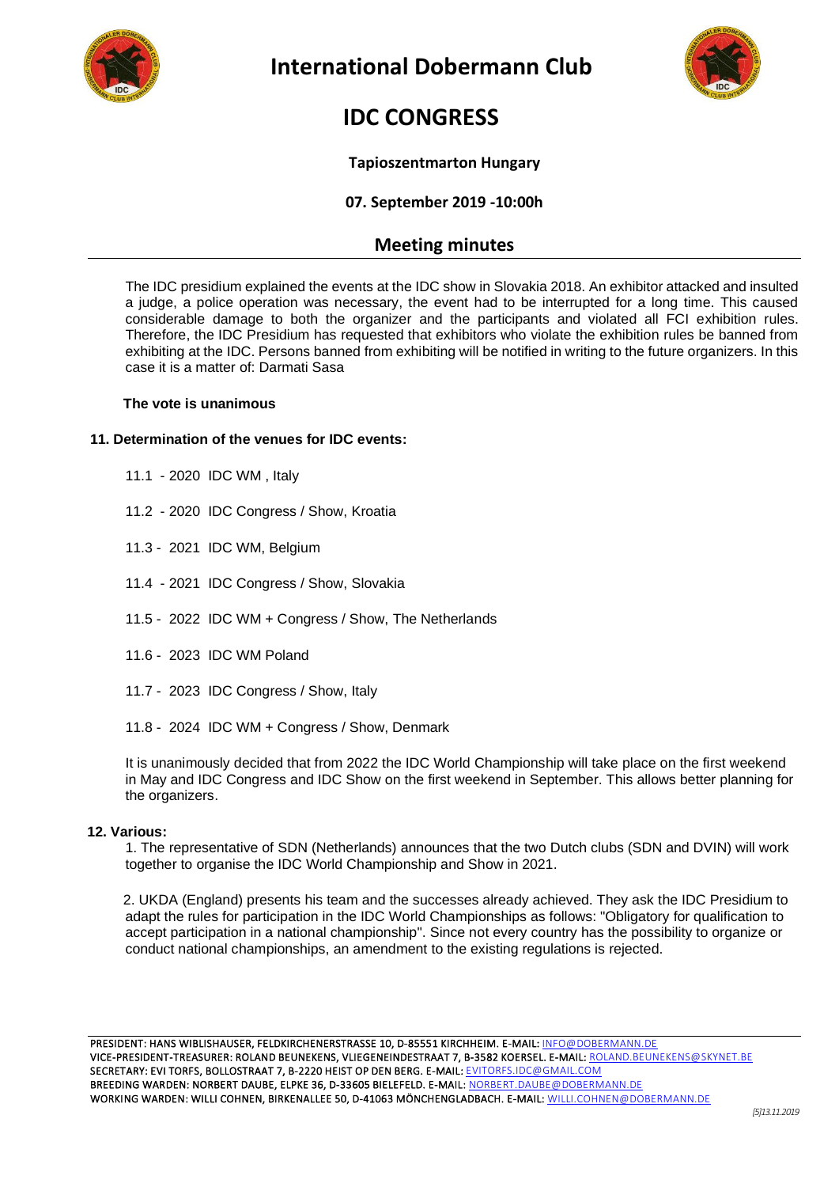# International Dobermann Club

# IDC CONGRESS

**Tapioszentmarton Hungary**

**07. September 2019 -10:00h**

## Meeting minutes

The IDC presidium explained the events at the IDC show in Slovakia 2018. An exhibitor attacked and insulted a judge, a police operation was necessary, the event had to be interrupted for a long time. This caused considerable damage to both the organizer and the participants and violated all FCI exhibition rules. Therefore, the IDC Presidium has requested that exhibitors who violate the exhibition rules be banned from exhibiting at the IDC. Persons banned from exhibiting will be notified in writing to the future organizers. In this case it is a matter of: Darmati Sasa

**The vote is unanimous**

**11. Determination of the venues for IDC events:**

11.1 - 2020 IDC WM , Italy

11.2 - 2020 IDC Congress / Show, Kroatia

11.3 - 2021 IDC WM, Belgium

11.4 - 2021 IDC Congress / Show, Slovakia

11.5 - 2022 IDC WM + Congress / Show, The Netherlands

11.6 - 2023 IDC WM Poland

11.7 - 2023 IDC Congress / Show, Italy

11.8 - 2024 IDC WM + Congress / Show, Denmark

It is unanimously decided that from 2022 the IDC World Championship will take place on the first weekend in May and IDC Congress and IDC Show on the first weekend in September. This allows better planning for the organizers.

**12. Various:**

1. The representative of SDN (Netherlands) announces that the two Dutch clubs (SDN and DVIN) will work together to organise the IDC World Championship and Show in 2021.

2. UKDA (England) presents his team and the successes already achieved. They ask the IDC Presidium to adapt the rules for participation in the IDC World Championships as follows: "Obligatory for qualification to accept participation in a national championship". Since not every country has the possibility to organize or conduct national championships, an amendment to the existing regulations is rejected.

PRESIDENT: HANS WIBLISHAUSER, FELDKIRCHENERSTRASSE 10, D-85551 KIRCHHEIM. E-MAIL: INFO@DOBERMANN.DE
VICE-PRESIDENT-TREASURER: ROLAND BEUNEKENS, VLIEGENEINDESTRAAT 7, B-3582 KOERSEL. E-MAIL: ROLAND.BEUNEKENS@SKYNET.BE
SECRETARY: EVI TORFS, BOLLOSTRAAT 7, B-2220 HEIST OP DEN BERG. E-MAIL: EVITORFS.IDC@GMAIL.COM
BREEDING WARDEN: NORBERT DAUBE, ELPKE 36, D-33605 BIELEFELD. E-MAIL: NORBERT.DAUBE@DOBERMANN.DE
WORKING WARDEN: WILLI COHNEN, BIRKENALLEE 50, D-41063 MÖNCHENGLADBACH. E-MAIL: WILLI.COHNEN@DOBERMANN.DE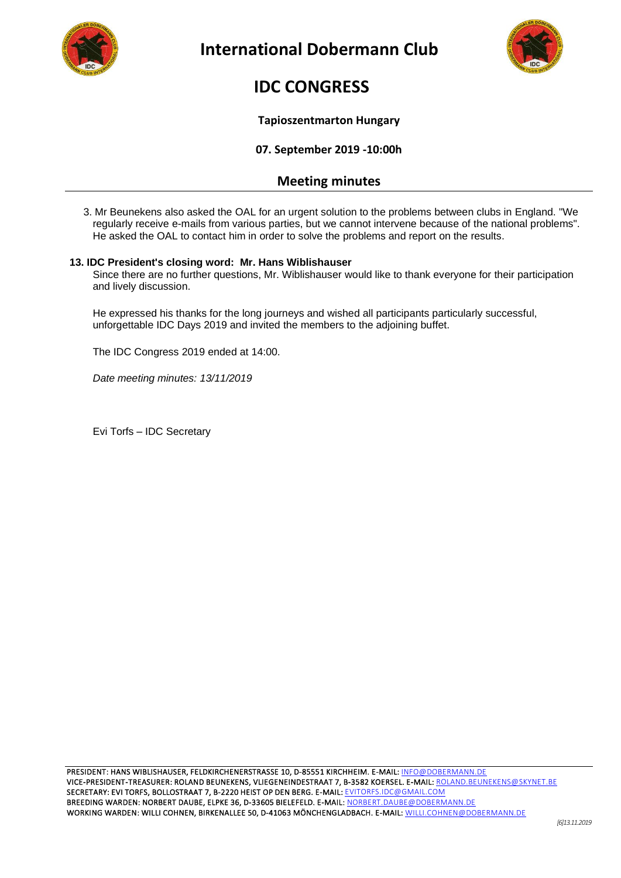3. Mr Beunekens also asked the OAL for an urgent solution to the problems between clubs in England. "We regularly receive e-mails from various parties, but we cannot intervene because of the national problems". He asked the OAL to contact him in order to solve the problems and report on the results.

**13. IDC President's closing word: Mr. Hans Wiblishauser**

Since there are no further questions, Mr. Wiblishauser would like to thank everyone for their participation and lively discussion.

He expressed his thanks for the long journeys and wished all participants particularly successful, unforgettable IDC Days 2019 and invited the members to the adjoining buffet.

The IDC Congress 2019 ended at 14:00.

*Date meeting minutes: 13/11/2019*

Evi Torfs – IDC Secretary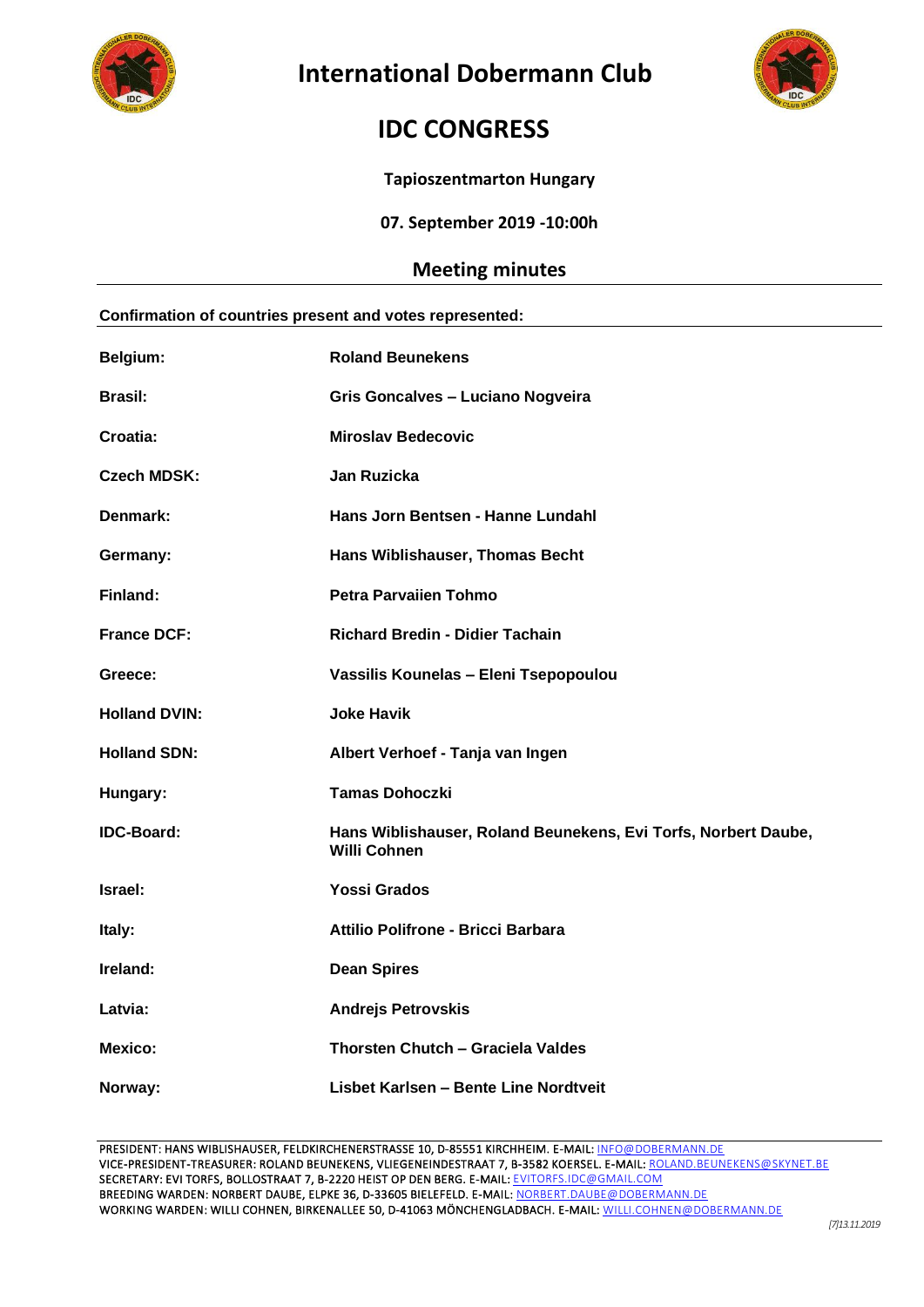# International Dobermann Club

## IDC CONGRESS

**Tapioszentmarton Hungary**

**07. September 2019 -10:00h**

### Meeting minutes

**Confirmation of countries present and votes represented:**

| | |
|---|---|
| **Belgium:** | **Roland Beunekens** |
| **Brasil:** | **Gris Goncalves – Luciano Nogveira** |
| **Croatia:** | **Miroslav Bedecovic** |
| **Czech MDSK:** | **Jan Ruzicka** |
| **Denmark:** | **Hans Jorn Bentsen - Hanne Lundahl** |
| **Germany:** | **Hans Wiblishauser, Thomas Becht** |
| **Finland:** | **Petra Parvaiien Tohmo** |
| **France DCF:** | **Richard Bredin - Didier Tachain** |
| **Greece:** | **Vassilis Kounelas – Eleni Tsepopoulou** |
| **Holland DVIN:** | **Joke Havik** |
| **Holland SDN:** | **Albert Verhoef - Tanja van Ingen** |
| **Hungary:** | **Tamas Dohoczki** |
| **IDC-Board:** | **Hans Wiblishauser, Roland Beunekens, Evi Torfs, Norbert Daube, Willi Cohnen** |
| **Israel:** | **Yossi Grados** |
| **Italy:** | **Attilio Polifrone - Bricci Barbara** |
| **Ireland:** | **Dean Spires** |
| **Latvia:** | **Andrejs Petrovskis** |
| **Mexico:** | **Thorsten Chutch – Graciela Valdes** |
| **Norway:** | **Lisbet Karlsen – Bente Line Nordtveit** |

PRESIDENT: HANS WIBLISHAUSER, FELDKIRCHENERSTRASSE 10, D-85551 KIRCHHEIM. E-MAIL: INFO@DOBERMANN.DE
VICE-PRESIDENT-TREASURER: ROLAND BEUNEKENS, VLIEGENEINDESTRAAT 7, B-3582 KOERSEL. E-MAIL: ROLAND.BEUNEKENS@SKYNET.BE
SECRETARY: EVI TORFS, BOLLOSTRAAT 7, B-2220 HEIST OP DEN BERG. E-MAIL: EVITORFS.IDC@GMAIL.COM
BREEDING WARDEN: NORBERT DAUBE, ELPKE 36, D-33605 BIELEFELD. E-MAIL: NORBERT.DAUBE@DOBERMANN.DE
WORKING WARDEN: WILLI COHNEN, BIRKENALLEE 50, D-41063 MÖNCHENGLADBACH. E-MAIL: WILLI.COHNEN@DOBERMANN.DE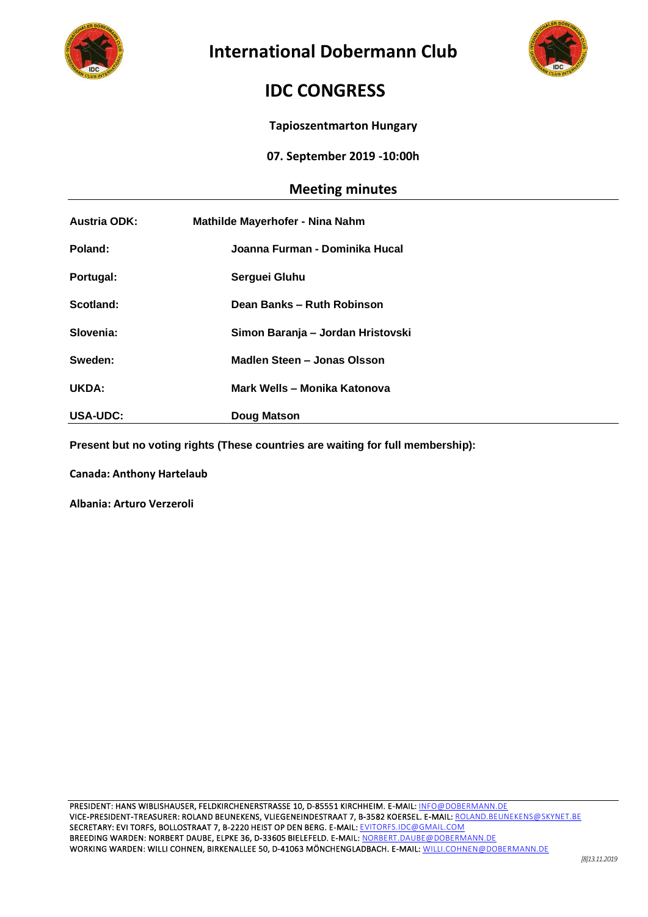# International Dobermann Club

## IDC CONGRESS

**Tapioszentmarton Hungary**

**07. September 2019 -10:00h**

### Meeting minutes

| | |
|---|---|
| **Austria ODK:** | **Mathilde Mayerhofer - Nina Nahm** |
| **Poland:** | **Joanna Furman - Dominika Hucal** |
| **Portugal:** | **Serguei Gluhu** |
| **Scotland:** | **Dean Banks – Ruth Robinson** |
| **Slovenia:** | **Simon Baranja – Jordan Hristovski** |
| **Sweden:** | **Madlen Steen – Jonas Olsson** |
| **UKDA:** | **Mark Wells – Monika Katonova** |
| **USA-UDC:** | **Doug Matson** |

**Present but no voting rights (These countries are waiting for full membership):**

**Canada: Anthony Hartelaub**

**Albania: Arturo Verzeroli**